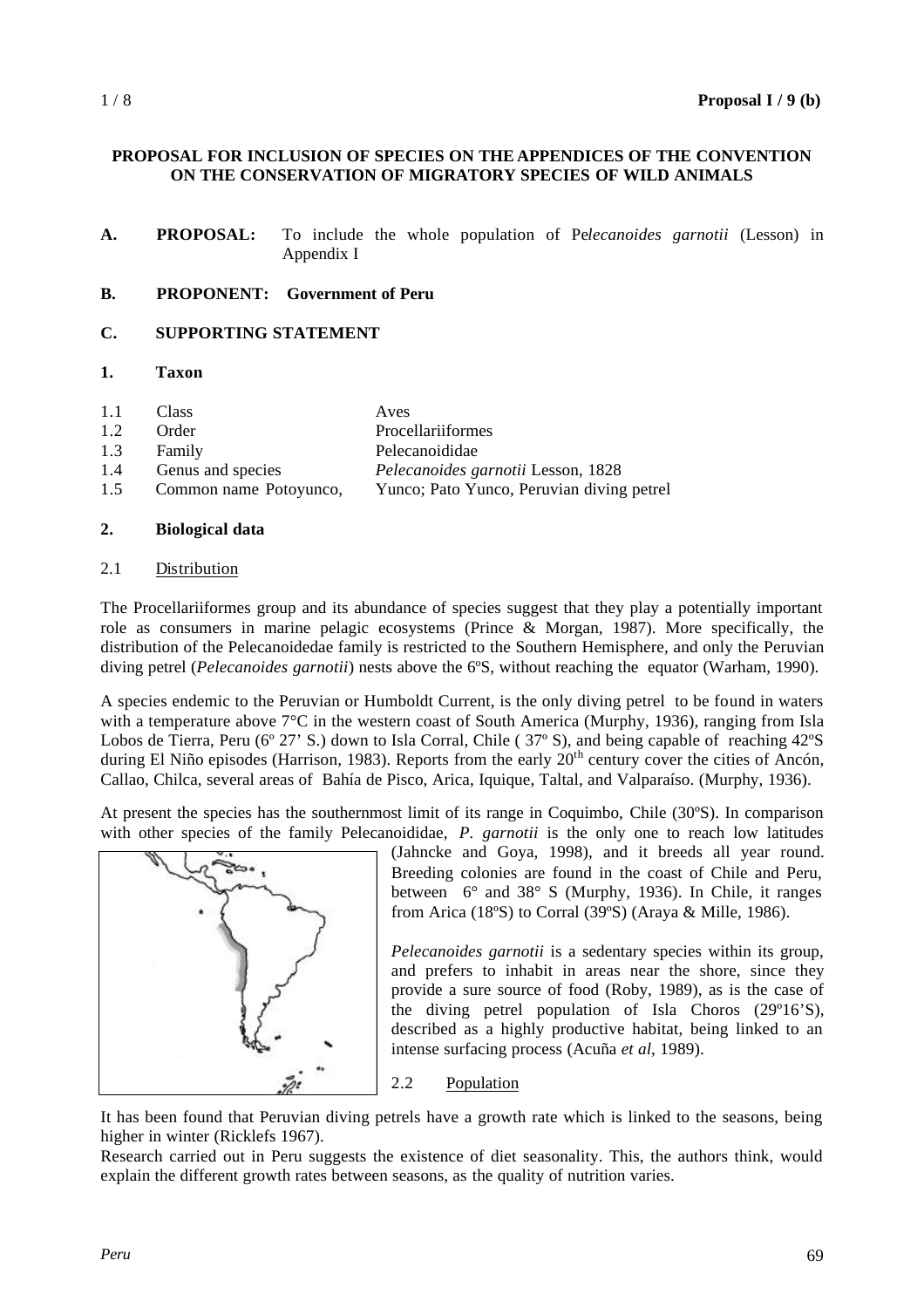**PROPOSAL FOR INCLUSION OF SPECIES ON THE APPENDICES OF THE CONVENTION ON THE CONSERVATION OF MIGRATORY SPECIES OF WILD ANIMALS**

**A. PROPOSAL:** To include the whole population of Pe*lecanoides garnotii* (Lesson) in Appendix I

**B. PROPONENT: Government of Peru**

**C. SUPPORTING STATEMENT**

**1. Taxon**

| | | |
|---|---|---|
| 1.1 | Class | Aves |
| 1.2 | Order | Procellariiformes |
| 1.3 | Family | Pelecanoididae |
| 1.4 | Genus and species | *Pelecanoides garnotii* Lesson, 1828 |
| 1.5 | Common name Potoyunco, | Yunco; Pato Yunco, Peruvian diving petrel |

**2. Biological data**

2.1 Distribution

The Procellariiformes group and its abundance of species suggest that they play a potentially important role as consumers in marine pelagic ecosystems (Prince & Morgan, 1987). More specifically, the distribution of the Pelecanoidedae family is restricted to the Southern Hemisphere, and only the Peruvian diving petrel (*Pelecanoides garnotii*) nests above the 6ºS, without reaching the equator (Warham, 1990).

A species endemic to the Peruvian or Humboldt Current, is the only diving petrel to be found in waters with a temperature above 7°C in the western coast of South America (Murphy, 1936), ranging from Isla Lobos de Tierra, Peru (6º 27' S.) down to Isla Corral, Chile ( 37º S), and being capable of reaching 42ºS during El Niño episodes (Harrison, 1983). Reports from the early 20th century cover the cities of Ancón, Callao, Chilca, several areas of Bahía de Pisco, Arica, Iquique, Taltal, and Valparaíso. (Murphy, 1936).

At present the species has the southernmost limit of its range in Coquimbo, Chile (30ºS). In comparison with other species of the family Pelecanoididae, *P. garnotii* is the only one to reach low latitudes (Jahncke and Goya, 1998), and it breeds all year round. Breeding colonies are found in the coast of Chile and Peru, between 6° and 38° S (Murphy, 1936). In Chile, it ranges from Arica (18ºS) to Corral (39ºS) (Araya & Mille, 1986).

*Pelecanoides garnotii* is a sedentary species within its group, and prefers to inhabit in areas near the shore, since they provide a sure source of food (Roby, 1989), as is the case of the diving petrel population of Isla Choros (29º16'S), described as a highly productive habitat, being linked to an intense surfacing process (Acuña *et al*, 1989).

2.2 Population

It has been found that Peruvian diving petrels have a growth rate which is linked to the seasons, being higher in winter (Ricklefs 1967).

Research carried out in Peru suggests the existence of diet seasonality. This, the authors think, would explain the different growth rates between seasons, as the quality of nutrition varies.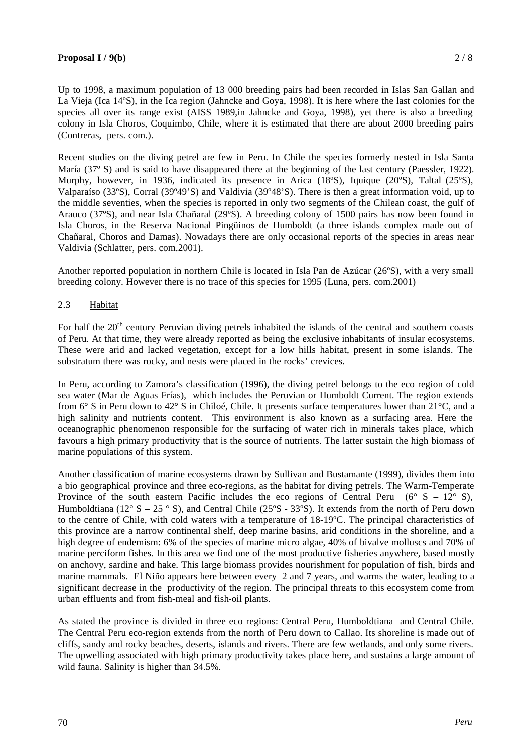Up to 1998, a maximum population of 13 000 breeding pairs had been recorded in Islas San Gallan and La Vieja (Ica 14ºS), in the Ica region (Jahncke and Goya, 1998). It is here where the last colonies for the species all over its range exist (AISS 1989,in Jahncke and Goya, 1998), yet there is also a breeding colony in Isla Choros, Coquimbo, Chile, where it is estimated that there are about 2000 breeding pairs (Contreras, pers. com.).

Recent studies on the diving petrel are few in Peru. In Chile the species formerly nested in Isla Santa María (37º S) and is said to have disappeared there at the beginning of the last century (Paessler, 1922). Murphy, however, in 1936, indicated its presence in Arica (18ºS), Iquique (20ºS), Taltal (25ºS), Valparaíso (33ºS), Corral (39º49'S) and Valdivia (39º48'S). There is then a great information void, up to the middle seventies, when the species is reported in only two segments of the Chilean coast, the gulf of Arauco (37ºS), and near Isla Chañaral (29ºS). A breeding colony of 1500 pairs has now been found in Isla Choros, in the Reserva Nacional Pingüinos de Humboldt (a three islands complex made out of Chañaral, Choros and Damas). Nowadays there are only occasional reports of the species in areas near Valdivia (Schlatter, pers. com.2001).

Another reported population in northern Chile is located in Isla Pan de Azúcar (26ºS), with a very small breeding colony. However there is no trace of this species for 1995 (Luna, pers. com.2001)

## 2.3 Habitat

For half the 20th century Peruvian diving petrels inhabited the islands of the central and southern coasts of Peru. At that time, they were already reported as being the exclusive inhabitants of insular ecosystems. These were arid and lacked vegetation, except for a low hills habitat, present in some islands. The substratum there was rocky, and nests were placed in the rocks' crevices.

In Peru, according to Zamora's classification (1996), the diving petrel belongs to the eco region of cold sea water (Mar de Aguas Frías), which includes the Peruvian or Humboldt Current. The region extends from 6° S in Peru down to 42° S in Chiloé, Chile. It presents surface temperatures lower than 21°C, and a high salinity and nutrients content. This environment is also known as a surfacing area. Here the oceanographic phenomenon responsible for the surfacing of water rich in minerals takes place, which favours a high primary productivity that is the source of nutrients. The latter sustain the high biomass of marine populations of this system.

Another classification of marine ecosystems drawn by Sullivan and Bustamante (1999), divides them into a bio geographical province and three eco-regions, as the habitat for diving petrels. The Warm-Temperate Province of the south eastern Pacific includes the eco regions of Central Peru (6° S – 12° S), Humboldtiana (12° S – 25 ° S), and Central Chile (25ºS - 33ºS). It extends from the north of Peru down to the centre of Chile, with cold waters with a temperature of 18-19ºC. The principal characteristics of this province are a narrow continental shelf, deep marine basins, arid conditions in the shoreline, and a high degree of endemism: 6% of the species of marine micro algae, 40% of bivalve molluscs and 70% of marine perciform fishes. In this area we find one of the most productive fisheries anywhere, based mostly on anchovy, sardine and hake. This large biomass provides nourishment for population of fish, birds and marine mammals. El Niño appears here between every 2 and 7 years, and warms the water, leading to a significant decrease in the productivity of the region. The principal threats to this ecosystem come from urban effluents and from fish-meal and fish-oil plants.

As stated the province is divided in three eco regions: Central Peru, Humboldtiana and Central Chile. The Central Peru eco-region extends from the north of Peru down to Callao. Its shoreline is made out of cliffs, sandy and rocky beaches, deserts, islands and rivers. There are few wetlands, and only some rivers. The upwelling associated with high primary productivity takes place here, and sustains a large amount of wild fauna. Salinity is higher than 34.5%.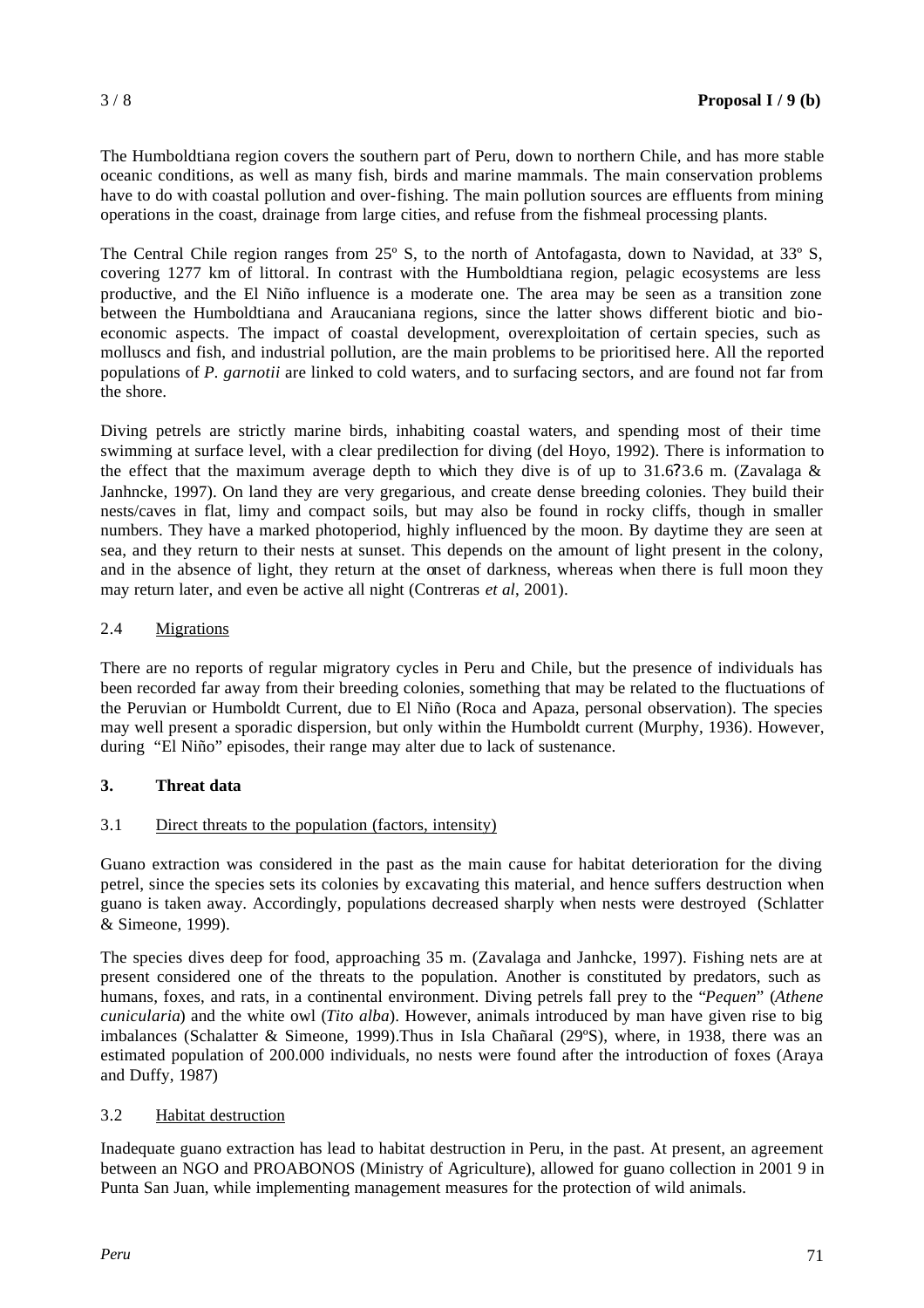The Humboldtiana region covers the southern part of Peru, down to northern Chile, and has more stable oceanic conditions, as well as many fish, birds and marine mammals. The main conservation problems have to do with coastal pollution and over-fishing. The main pollution sources are effluents from mining operations in the coast, drainage from large cities, and refuse from the fishmeal processing plants.

The Central Chile region ranges from 25º S, to the north of Antofagasta, down to Navidad, at 33º S, covering 1277 km of littoral. In contrast with the Humboldtiana region, pelagic ecosystems are less productive, and the El Niño influence is a moderate one. The area may be seen as a transition zone between the Humboldtiana and Araucaniana regions, since the latter shows different biotic and bio-economic aspects. The impact of coastal development, overexploitation of certain species, such as molluscs and fish, and industrial pollution, are the main problems to be prioritised here. All the reported populations of *P. garnotii* are linked to cold waters, and to surfacing sectors, and are found not far from the shore.

Diving petrels are strictly marine birds, inhabiting coastal waters, and spending most of their time swimming at surface level, with a clear predilection for diving (del Hoyo, 1992). There is information to the effect that the maximum average depth to which they dive is of up to 31.6?3.6 m. (Zavalaga & Janhncke, 1997). On land they are very gregarious, and create dense breeding colonies. They build their nests/caves in flat, limy and compact soils, but may also be found in rocky cliffs, though in smaller numbers. They have a marked photoperiod, highly influenced by the moon. By daytime they are seen at sea, and they return to their nests at sunset. This depends on the amount of light present in the colony, and in the absence of light, they return at the onset of darkness, whereas when there is full moon they may return later, and even be active all night (Contreras *et al*, 2001).

### 2.4 Migrations

There are no reports of regular migratory cycles in Peru and Chile, but the presence of individuals has been recorded far away from their breeding colonies, something that may be related to the fluctuations of the Peruvian or Humboldt Current, due to El Niño (Roca and Apaza, personal observation). The species may well present a sporadic dispersion, but only within the Humboldt current (Murphy, 1936). However, during "El Niño" episodes, their range may alter due to lack of sustenance.

## 3. Threat data

### 3.1 Direct threats to the population (factors, intensity)

Guano extraction was considered in the past as the main cause for habitat deterioration for the diving petrel, since the species sets its colonies by excavating this material, and hence suffers destruction when guano is taken away. Accordingly, populations decreased sharply when nests were destroyed (Schlatter & Simeone, 1999).

The species dives deep for food, approaching 35 m. (Zavalaga and Janhcke, 1997). Fishing nets are at present considered one of the threats to the population. Another is constituted by predators, such as humans, foxes, and rats, in a continental environment. Diving petrels fall prey to the "*Pequen*" (*Athene cunicularia*) and the white owl (*Tito alba*). However, animals introduced by man have given rise to big imbalances (Schalatter & Simeone, 1999).Thus in Isla Chañaral (29ºS), where, in 1938, there was an estimated population of 200.000 individuals, no nests were found after the introduction of foxes (Araya and Duffy, 1987)

### 3.2 Habitat destruction

Inadequate guano extraction has lead to habitat destruction in Peru, in the past. At present, an agreement between an NGO and PROABONOS (Ministry of Agriculture), allowed for guano collection in 2001 9 in Punta San Juan, while implementing management measures for the protection of wild animals.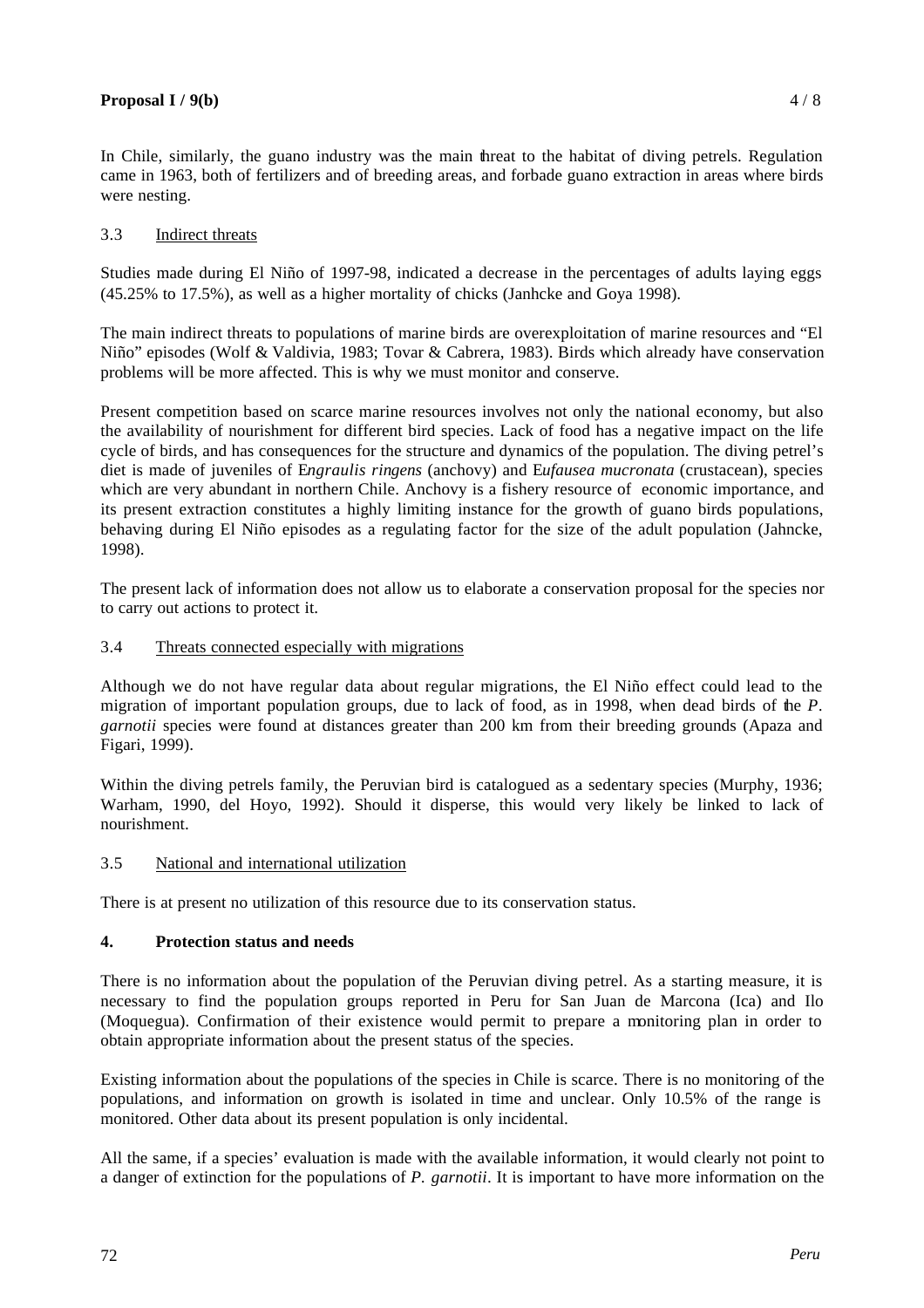In Chile, similarly, the guano industry was the main threat to the habitat of diving petrels. Regulation came in 1963, both of fertilizers and of breeding areas, and forbade guano extraction in areas where birds were nesting.

### 3.3 Indirect threats

Studies made during El Niño of 1997-98, indicated a decrease in the percentages of adults laying eggs (45.25% to 17.5%), as well as a higher mortality of chicks (Janhcke and Goya 1998).

The main indirect threats to populations of marine birds are overexploitation of marine resources and "El Niño" episodes (Wolf & Valdivia, 1983; Tovar & Cabrera, 1983). Birds which already have conservation problems will be more affected. This is why we must monitor and conserve.

Present competition based on scarce marine resources involves not only the national economy, but also the availability of nourishment for different bird species. Lack of food has a negative impact on the life cycle of birds, and has consequences for the structure and dynamics of the population. The diving petrel's diet is made of juveniles of E*ngraulis ringens* (anchovy) and E*ufausea mucronata* (crustacean), species which are very abundant in northern Chile. Anchovy is a fishery resource of economic importance, and its present extraction constitutes a highly limiting instance for the growth of guano birds populations, behaving during El Niño episodes as a regulating factor for the size of the adult population (Jahncke, 1998).

The present lack of information does not allow us to elaborate a conservation proposal for the species nor to carry out actions to protect it.

### 3.4 Threats connected especially with migrations

Although we do not have regular data about regular migrations, the El Niño effect could lead to the migration of important population groups, due to lack of food, as in 1998, when dead birds of the *P. garnotii* species were found at distances greater than 200 km from their breeding grounds (Apaza and Figari, 1999).

Within the diving petrels family, the Peruvian bird is catalogued as a sedentary species (Murphy, 1936; Warham, 1990, del Hoyo, 1992). Should it disperse, this would very likely be linked to lack of nourishment.

### 3.5 National and international utilization

There is at present no utilization of this resource due to its conservation status.

## 4. Protection status and needs

There is no information about the population of the Peruvian diving petrel. As a starting measure, it is necessary to find the population groups reported in Peru for San Juan de Marcona (Ica) and Ilo (Moquegua). Confirmation of their existence would permit to prepare a monitoring plan in order to obtain appropriate information about the present status of the species.

Existing information about the populations of the species in Chile is scarce. There is no monitoring of the populations, and information on growth is isolated in time and unclear. Only 10.5% of the range is monitored. Other data about its present population is only incidental.

All the same, if a species' evaluation is made with the available information, it would clearly not point to a danger of extinction for the populations of *P. garnotii*. It is important to have more information on the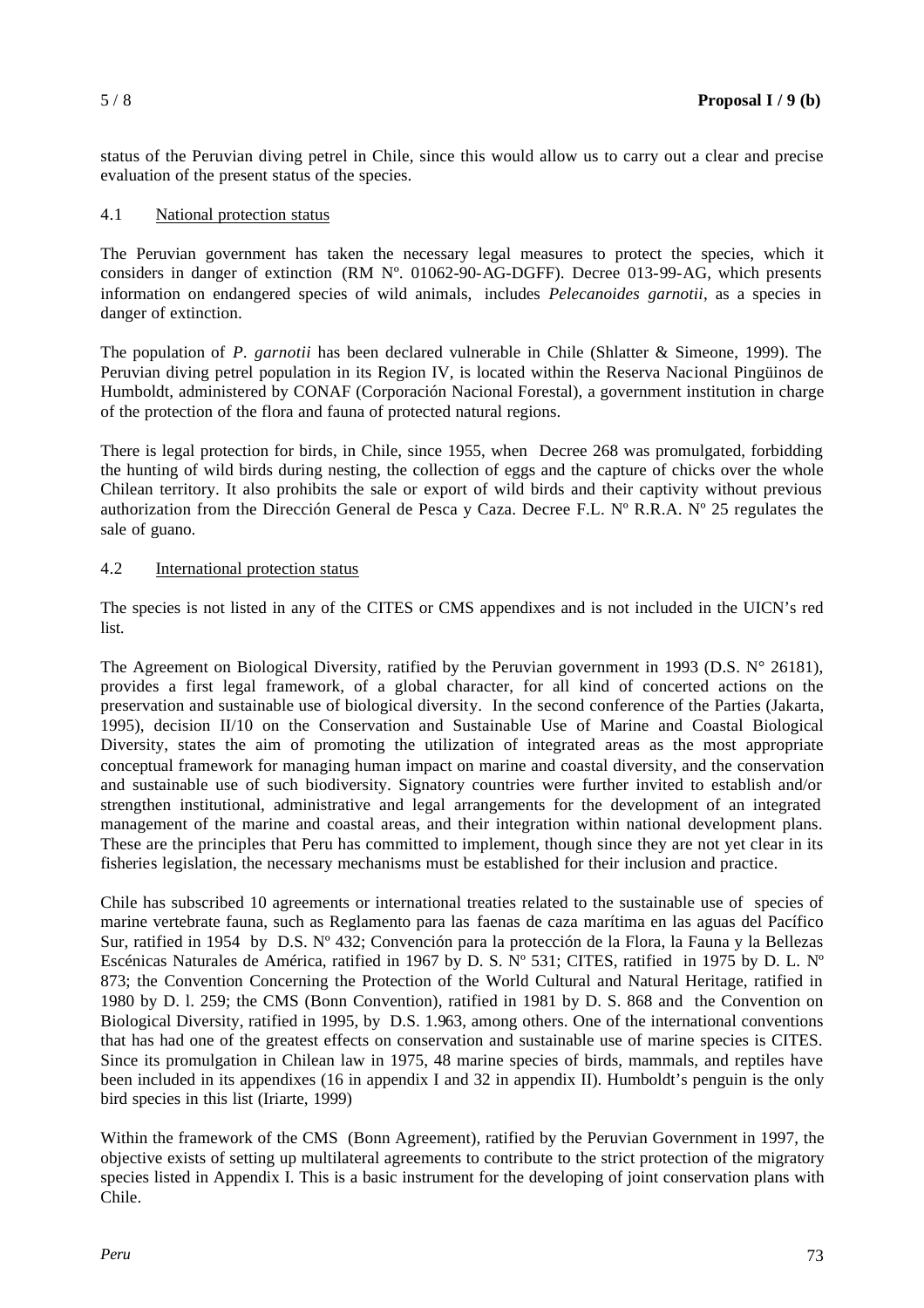status of the Peruvian diving petrel in Chile, since this would allow us to carry out a clear and precise evaluation of the present status of the species.

### 4.1 National protection status

The Peruvian government has taken the necessary legal measures to protect the species, which it considers in danger of extinction (RM Nº. 01062-90-AG-DGFF). Decree 013-99-AG, which presents information on endangered species of wild animals, includes *Pelecanoides garnotii*, as a species in danger of extinction.

The population of *P. garnotii* has been declared vulnerable in Chile (Shlatter & Simeone, 1999). The Peruvian diving petrel population in its Region IV, is located within the Reserva Nacional Pingüinos de Humboldt, administered by CONAF (Corporación Nacional Forestal), a government institution in charge of the protection of the flora and fauna of protected natural regions.

There is legal protection for birds, in Chile, since 1955, when Decree 268 was promulgated, forbidding the hunting of wild birds during nesting, the collection of eggs and the capture of chicks over the whole Chilean territory. It also prohibits the sale or export of wild birds and their captivity without previous authorization from the Dirección General de Pesca y Caza. Decree F.L. Nº R.R.A. Nº 25 regulates the sale of guano.

### 4.2 International protection status

The species is not listed in any of the CITES or CMS appendixes and is not included in the UICN's red list.

The Agreement on Biological Diversity, ratified by the Peruvian government in 1993 (D.S. N° 26181), provides a first legal framework, of a global character, for all kind of concerted actions on the preservation and sustainable use of biological diversity. In the second conference of the Parties (Jakarta, 1995), decision II/10 on the Conservation and Sustainable Use of Marine and Coastal Biological Diversity, states the aim of promoting the utilization of integrated areas as the most appropriate conceptual framework for managing human impact on marine and coastal diversity, and the conservation and sustainable use of such biodiversity. Signatory countries were further invited to establish and/or strengthen institutional, administrative and legal arrangements for the development of an integrated management of the marine and coastal areas, and their integration within national development plans. These are the principles that Peru has committed to implement, though since they are not yet clear in its fisheries legislation, the necessary mechanisms must be established for their inclusion and practice.

Chile has subscribed 10 agreements or international treaties related to the sustainable use of species of marine vertebrate fauna, such as Reglamento para las faenas de caza marítima en las aguas del Pacífico Sur, ratified in 1954 by D.S. Nº 432; Convención para la protección de la Flora, la Fauna y la Bellezas Escénicas Naturales de América, ratified in 1967 by D. S. Nº 531; CITES, ratified in 1975 by D. L. Nº 873; the Convention Concerning the Protection of the World Cultural and Natural Heritage, ratified in 1980 by D. l. 259; the CMS (Bonn Convention), ratified in 1981 by D. S. 868 and the Convention on Biological Diversity, ratified in 1995, by D.S. 1.963, among others. One of the international conventions that has had one of the greatest effects on conservation and sustainable use of marine species is CITES. Since its promulgation in Chilean law in 1975, 48 marine species of birds, mammals, and reptiles have been included in its appendixes (16 in appendix I and 32 in appendix II). Humboldt's penguin is the only bird species in this list (Iriarte, 1999)

Within the framework of the CMS (Bonn Agreement), ratified by the Peruvian Government in 1997, the objective exists of setting up multilateral agreements to contribute to the strict protection of the migratory species listed in Appendix I. This is a basic instrument for the developing of joint conservation plans with Chile.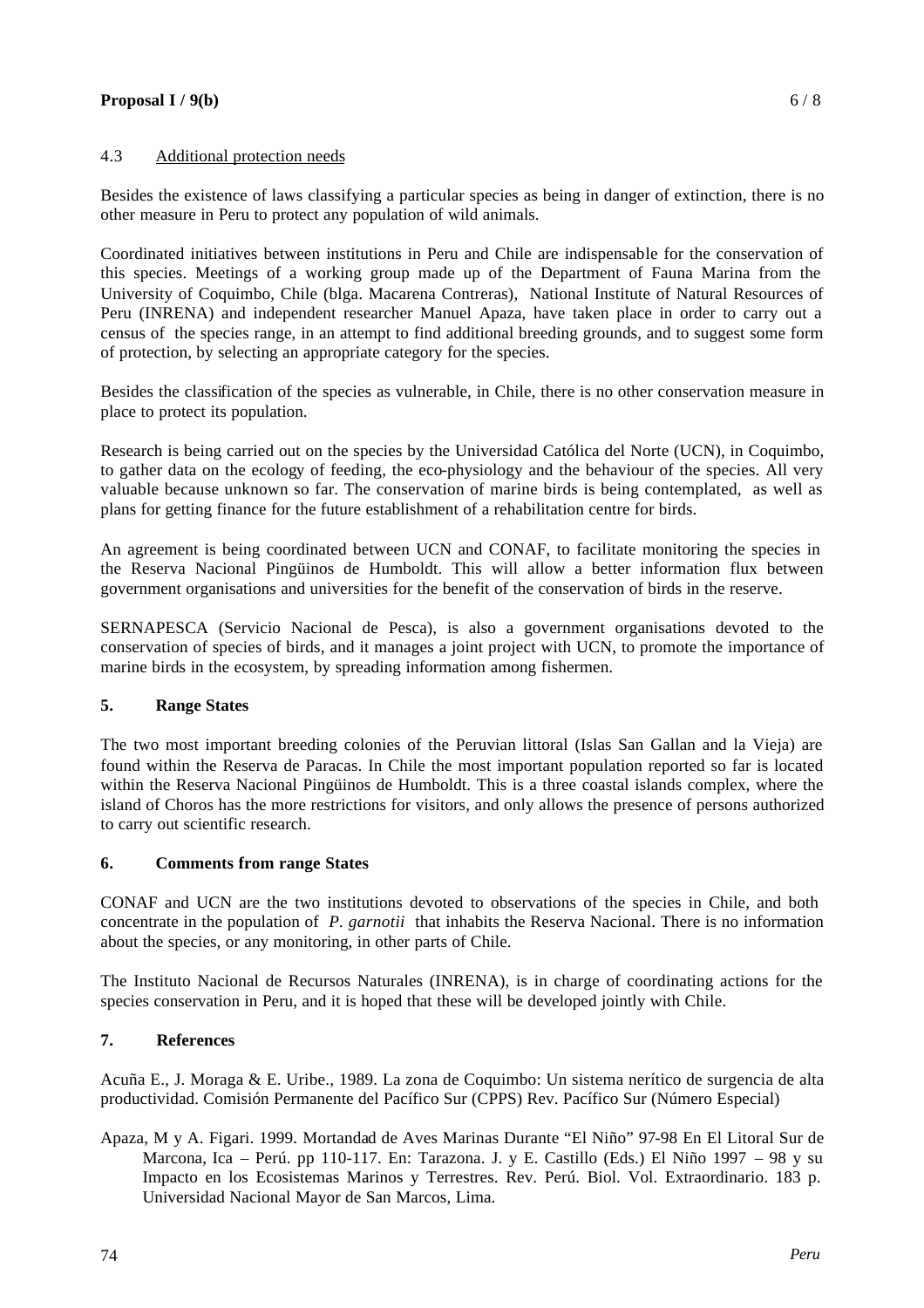### 4.3 Additional protection needs

Besides the existence of laws classifying a particular species as being in danger of extinction, there is no other measure in Peru to protect any population of wild animals.

Coordinated initiatives between institutions in Peru and Chile are indispensable for the conservation of this species. Meetings of a working group made up of the Department of Fauna Marina from the University of Coquimbo, Chile (blga. Macarena Contreras), National Institute of Natural Resources of Peru (INRENA) and independent researcher Manuel Apaza, have taken place in order to carry out a census of the species range, in an attempt to find additional breeding grounds, and to suggest some form of protection, by selecting an appropriate category for the species.

Besides the classification of the species as vulnerable, in Chile, there is no other conservation measure in place to protect its population.

Research is being carried out on the species by the Universidad Católica del Norte (UCN), in Coquimbo, to gather data on the ecology of feeding, the eco-physiology and the behaviour of the species. All very valuable because unknown so far. The conservation of marine birds is being contemplated, as well as plans for getting finance for the future establishment of a rehabilitation centre for birds.

An agreement is being coordinated between UCN and CONAF, to facilitate monitoring the species in the Reserva Nacional Pingüinos de Humboldt. This will allow a better information flux between government organisations and universities for the benefit of the conservation of birds in the reserve.

SERNAPESCA (Servicio Nacional de Pesca), is also a government organisations devoted to the conservation of species of birds, and it manages a joint project with UCN, to promote the importance of marine birds in the ecosystem, by spreading information among fishermen.

## 5. Range States

The two most important breeding colonies of the Peruvian littoral (Islas San Gallan and la Vieja) are found within the Reserva de Paracas. In Chile the most important population reported so far is located within the Reserva Nacional Pingüinos de Humboldt. This is a three coastal islands complex, where the island of Choros has the more restrictions for visitors, and only allows the presence of persons authorized to carry out scientific research.

## 6. Comments from range States

CONAF and UCN are the two institutions devoted to observations of the species in Chile, and both concentrate in the population of *P. garnotii* that inhabits the Reserva Nacional. There is no information about the species, or any monitoring, in other parts of Chile.

The Instituto Nacional de Recursos Naturales (INRENA), is in charge of coordinating actions for the species conservation in Peru, and it is hoped that these will be developed jointly with Chile.

## 7. References

Acuña E., J. Moraga & E. Uribe., 1989. La zona de Coquimbo: Un sistema nerítico de surgencia de alta productividad. Comisión Permanente del Pacífico Sur (CPPS) Rev. Pacífico Sur (Número Especial)

Apaza, M y A. Figari. 1999. Mortandad de Aves Marinas Durante "El Niño" 97-98 En El Litoral Sur de Marcona, Ica – Perú. pp 110-117. En: Tarazona. J. y E. Castillo (Eds.) El Niño 1997 – 98 y su Impacto en los Ecosistemas Marinos y Terrestres. Rev. Perú. Biol. Vol. Extraordinario. 183 p. Universidad Nacional Mayor de San Marcos, Lima.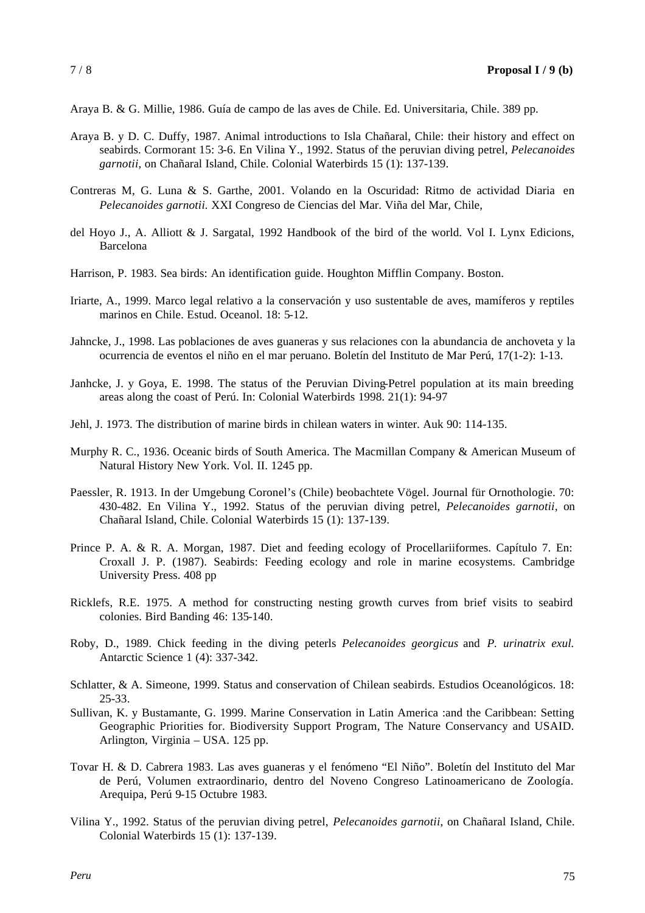Araya B. & G. Millie, 1986. Guía de campo de las aves de Chile. Ed. Universitaria, Chile. 389 pp.

Araya B. y D. C. Duffy, 1987. Animal introductions to Isla Chañaral, Chile: their history and effect on seabirds. Cormorant 15: 3-6. En Vilina Y., 1992. Status of the peruvian diving petrel, *Pelecanoides garnotii*, on Chañaral Island, Chile. Colonial Waterbirds 15 (1): 137-139.

Contreras M, G. Luna & S. Garthe, 2001. Volando en la Oscuridad: Ritmo de actividad Diaria en *Pelecanoides garnotii.* XXI Congreso de Ciencias del Mar. Viña del Mar, Chile,

del Hoyo J., A. Alliott & J. Sargatal, 1992 Handbook of the bird of the world. Vol I. Lynx Edicions, Barcelona

Harrison, P. 1983. Sea birds: An identification guide. Houghton Mifflin Company. Boston.

Iriarte, A., 1999. Marco legal relativo a la conservación y uso sustentable de aves, mamíferos y reptiles marinos en Chile. Estud. Oceanol. 18: 5-12.

Jahncke, J., 1998. Las poblaciones de aves guaneras y sus relaciones con la abundancia de anchoveta y la ocurrencia de eventos el niño en el mar peruano. Boletín del Instituto de Mar Perú, 17(1-2): 1-13.

Janhcke, J. y Goya, E. 1998. The status of the Peruvian Diving-Petrel population at its main breeding areas along the coast of Perú. In: Colonial Waterbirds 1998. 21(1): 94-97

Jehl, J. 1973. The distribution of marine birds in chilean waters in winter. Auk 90: 114-135.

Murphy R. C., 1936. Oceanic birds of South America. The Macmillan Company & American Museum of Natural History New York. Vol. II. 1245 pp.

Paessler, R. 1913. In der Umgebung Coronel's (Chile) beobachtete Vögel. Journal für Ornothologie. 70: 430-482. En Vilina Y., 1992. Status of the peruvian diving petrel, *Pelecanoides garnotii*, on Chañaral Island, Chile. Colonial Waterbirds 15 (1): 137-139.

Prince P. A. & R. A. Morgan, 1987. Diet and feeding ecology of Procellariiformes. Capítulo 7. En: Croxall J. P. (1987). Seabirds: Feeding ecology and role in marine ecosystems. Cambridge University Press. 408 pp

Ricklefs, R.E. 1975. A method for constructing nesting growth curves from brief visits to seabird colonies. Bird Banding 46: 135-140.

Roby, D., 1989. Chick feeding in the diving peterls *Pelecanoides georgicus* and *P. urinatrix exul.* Antarctic Science 1 (4): 337-342.

Schlatter, & A. Simeone, 1999. Status and conservation of Chilean seabirds. Estudios Oceanológicos. 18: 25-33.

Sullivan, K. y Bustamante, G. 1999. Marine Conservation in Latin America :and the Caribbean: Setting Geographic Priorities for. Biodiversity Support Program, The Nature Conservancy and USAID. Arlington, Virginia – USA. 125 pp.

Tovar H. & D. Cabrera 1983. Las aves guaneras y el fenómeno "El Niño". Boletín del Instituto del Mar de Perú, Volumen extraordinario, dentro del Noveno Congreso Latinoamericano de Zoología. Arequipa, Perú 9-15 Octubre 1983.

Vilina Y., 1992. Status of the peruvian diving petrel, *Pelecanoides garnotii*, on Chañaral Island, Chile. Colonial Waterbirds 15 (1): 137-139.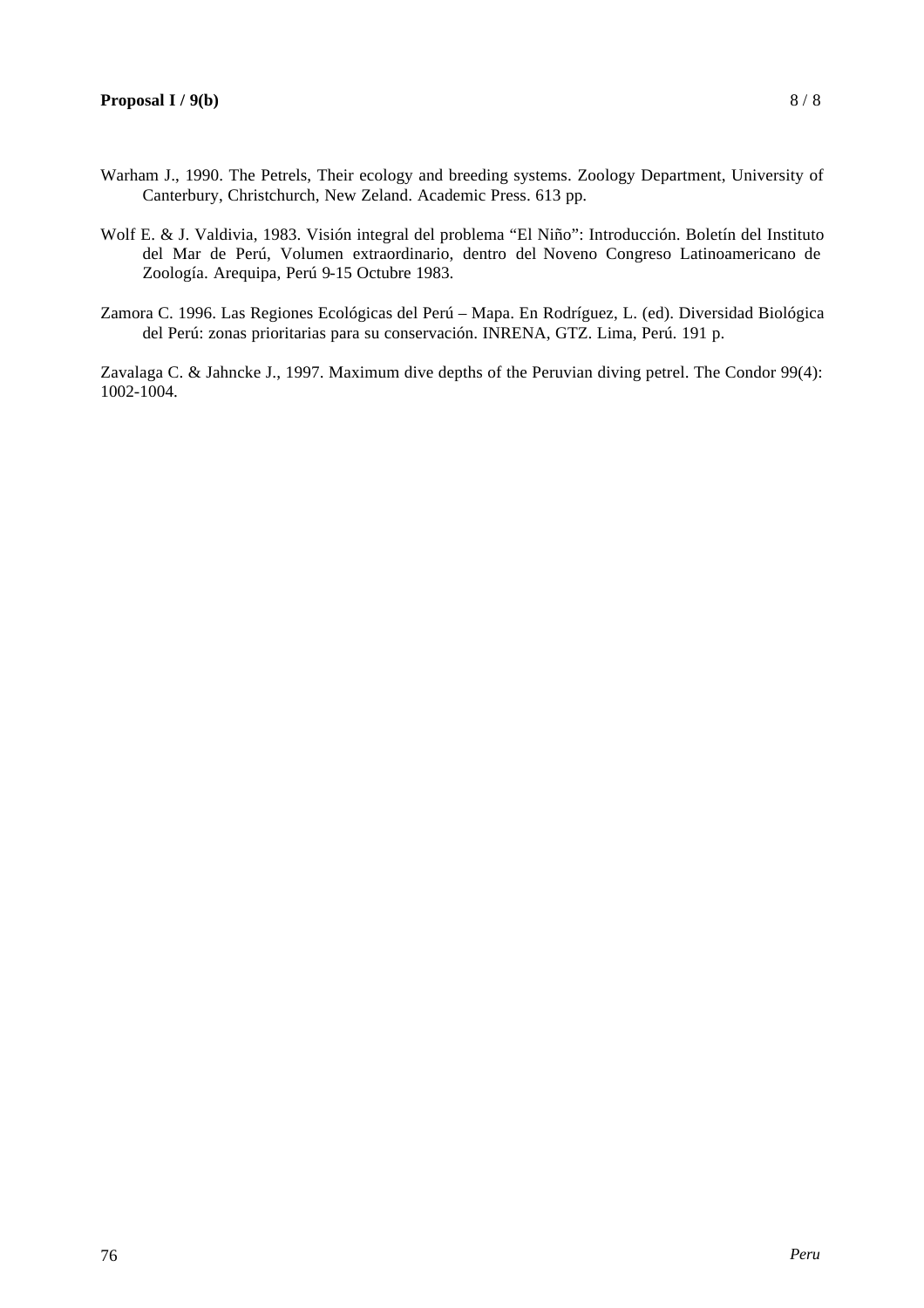Warham J., 1990. The Petrels, Their ecology and breeding systems. Zoology Department, University of Canterbury, Christchurch, New Zeland. Academic Press. 613 pp.

Wolf E. & J. Valdivia, 1983. Visión integral del problema "El Niño": Introducción. Boletín del Instituto del Mar de Perú, Volumen extraordinario, dentro del Noveno Congreso Latinoamericano de Zoología. Arequipa, Perú 9-15 Octubre 1983.

Zamora C. 1996. Las Regiones Ecológicas del Perú – Mapa. En Rodríguez, L. (ed). Diversidad Biológica del Perú: zonas prioritarias para su conservación. INRENA, GTZ. Lima, Perú. 191 p.

Zavalaga C. & Jahncke J., 1997. Maximum dive depths of the Peruvian diving petrel. The Condor 99(4): 1002-1004.